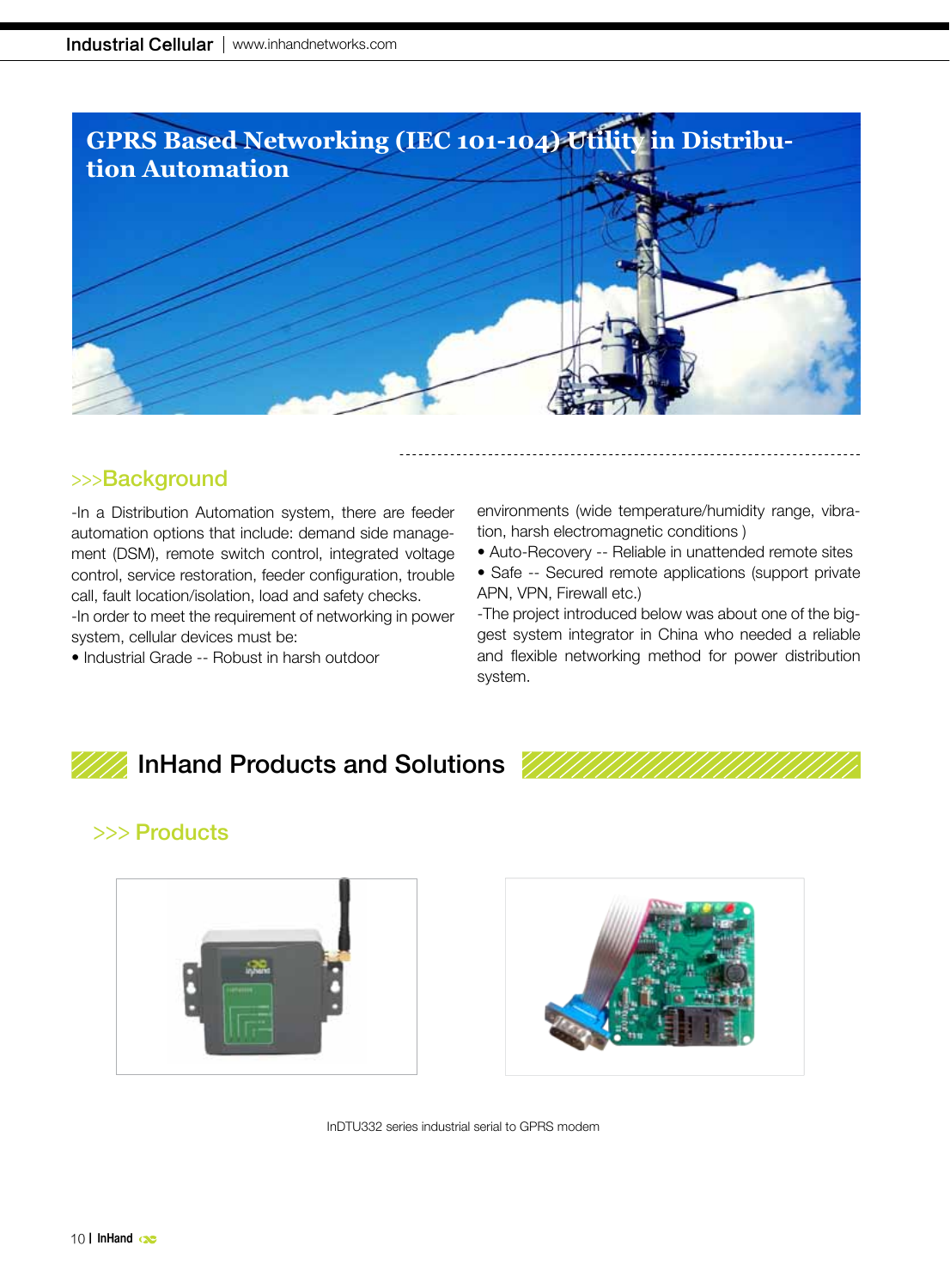# GPRS Based Networking (IEC 101-104) Utility in Distribution Automation

## >>>Background

-In a Distribution Automation system, there are feeder automation options that include: demand side management (DSM), remote switch control, integrated voltage control, service restoration, feeder configuration, trouble call, fault location/isolation, load and safety checks.

-In order to meet the requirement of networking in power system, cellular devices must be:

- Industrial Grade -- Robust in harsh outdoor environments (wide temperature/humidity range, vibration, harsh electromagnetic conditions )
- Auto-Recovery -- Reliable in unattended remote sites
- Safe -- Secured remote applications (support private APN, VPN, Firewall etc.)

-The project introduced below was about one of the biggest system integrator in China who needed a reliable and flexible networking method for power distribution system.

## InHand Products and Solutions

### >>> Products

InDTU332 series industrial serial to GPRS modem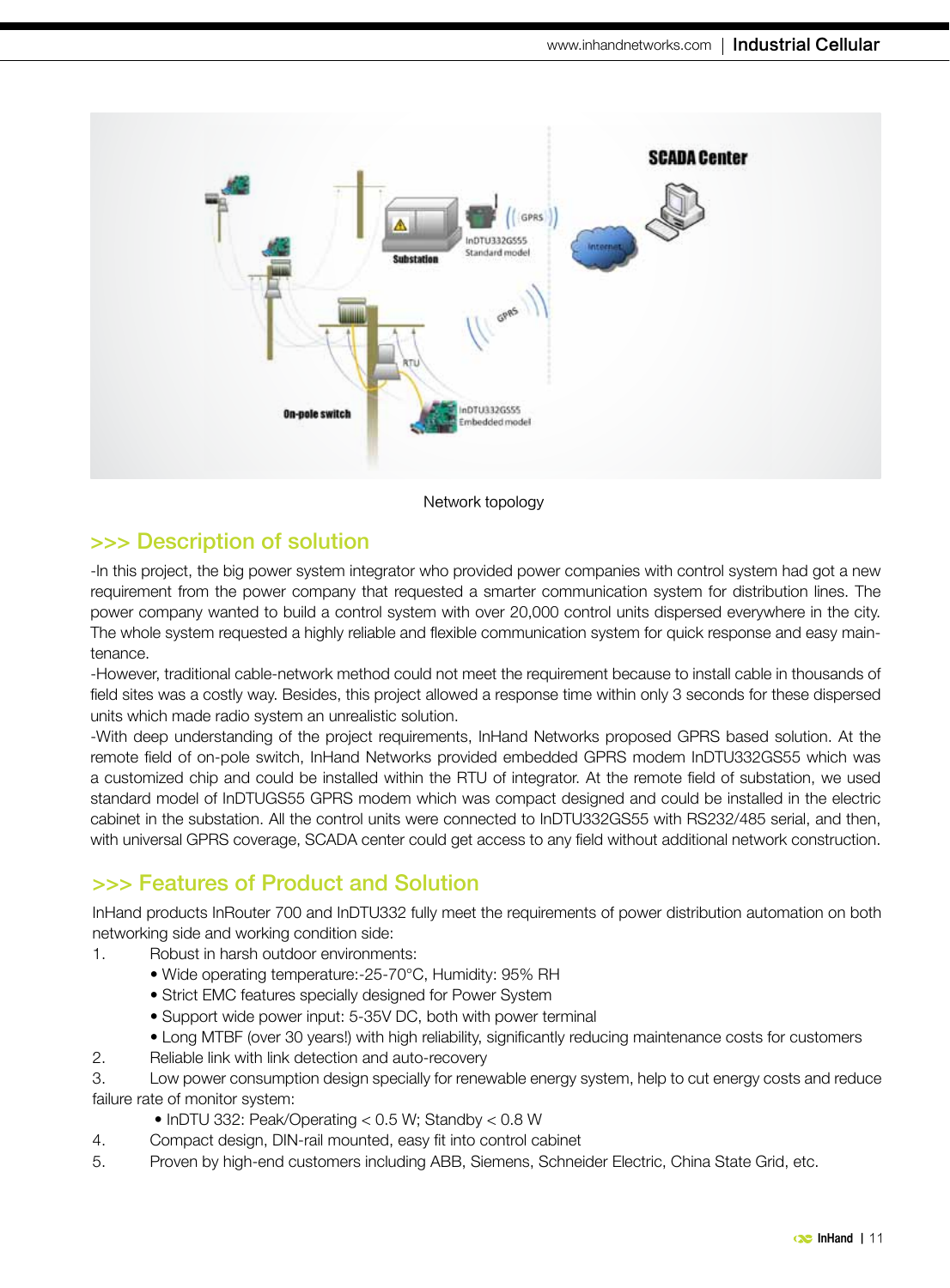Network topology

## >>> Description of solution

-In this project, the big power system integrator who provided power companies with control system had got a new requirement from the power company that requested a smarter communication system for distribution lines. The power company wanted to build a control system with over 20,000 control units dispersed everywhere in the city. The whole system requested a highly reliable and flexible communication system for quick response and easy maintenance.

-However, traditional cable-network method could not meet the requirement because to install cable in thousands of field sites was a costly way. Besides, this project allowed a response time within only 3 seconds for these dispersed units which made radio system an unrealistic solution.

-With deep understanding of the project requirements, InHand Networks proposed GPRS based solution. At the remote field of on-pole switch, InHand Networks provided embedded GPRS modem InDTU332GS55 which was a customized chip and could be installed within the RTU of integrator. At the remote field of substation, we used standard model of InDTUGS55 GPRS modem which was compact designed and could be installed in the electric cabinet in the substation. All the control units were connected to InDTU332GS55 with RS232/485 serial, and then, with universal GPRS coverage, SCADA center could get access to any field without additional network construction.

## >>> Features of Product and Solution

InHand products InRouter 700 and InDTU332 fully meet the requirements of power distribution automation on both networking side and working condition side:

1. Robust in harsh outdoor environments:
   - Wide operating temperature:-25-70°C, Humidity: 95% RH
   - Strict EMC features specially designed for Power System
   - Support wide power input: 5-35V DC, both with power terminal
   - Long MTBF (over 30 years!) with high reliability, significantly reducing maintenance costs for customers
2. Reliable link with link detection and auto-recovery
3. Low power consumption design specially for renewable energy system, help to cut energy costs and reduce failure rate of monitor system:
   - InDTU 332: Peak/Operating < 0.5 W; Standby < 0.8 W
4. Compact design, DIN-rail mounted, easy fit into control cabinet
5. Proven by high-end customers including ABB, Siemens, Schneider Electric, China State Grid, etc.